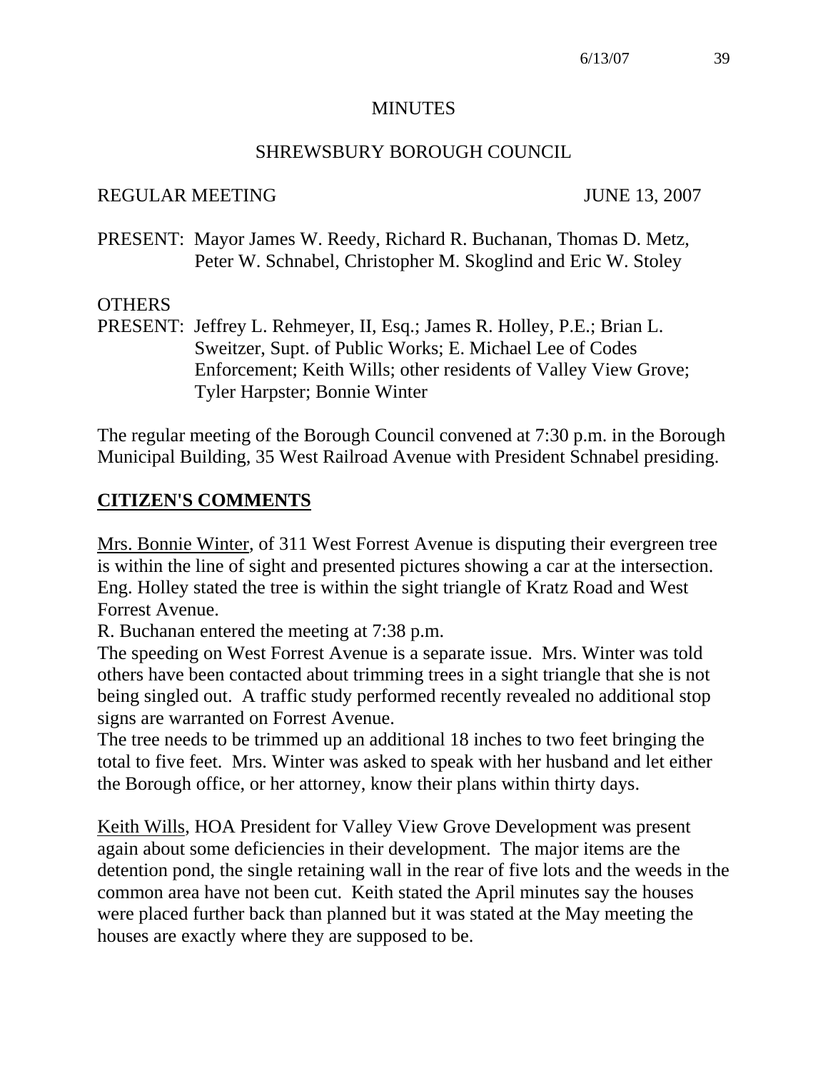# MINUTES

## SHREWSBURY BOROUGH COUNCIL

REGULAR MEETING JUNE 13, 2007

PRESENT: Mayor James W. Reedy, Richard R. Buchanan, Thomas D. Metz, Peter W. Schnabel, Christopher M. Skoglind and Eric W. Stoley

OTHERS
PRESENT: Jeffrey L. Rehmeyer, II, Esq.; James R. Holley, P.E.; Brian L. Sweitzer, Supt. of Public Works; E. Michael Lee of Codes Enforcement; Keith Wills; other residents of Valley View Grove; Tyler Harpster; Bonnie Winter

The regular meeting of the Borough Council convened at 7:30 p.m. in the Borough Municipal Building, 35 West Railroad Avenue with President Schnabel presiding.

## CITIZEN'S COMMENTS

Mrs. Bonnie Winter, of 311 West Forrest Avenue is disputing their evergreen tree is within the line of sight and presented pictures showing a car at the intersection. Eng. Holley stated the tree is within the sight triangle of Kratz Road and West Forrest Avenue.

R. Buchanan entered the meeting at 7:38 p.m.

The speeding on West Forrest Avenue is a separate issue. Mrs. Winter was told others have been contacted about trimming trees in a sight triangle that she is not being singled out. A traffic study performed recently revealed no additional stop signs are warranted on Forrest Avenue.

The tree needs to be trimmed up an additional 18 inches to two feet bringing the total to five feet. Mrs. Winter was asked to speak with her husband and let either the Borough office, or her attorney, know their plans within thirty days.

Keith Wills, HOA President for Valley View Grove Development was present again about some deficiencies in their development. The major items are the detention pond, the single retaining wall in the rear of five lots and the weeds in the common area have not been cut. Keith stated the April minutes say the houses were placed further back than planned but it was stated at the May meeting the houses are exactly where they are supposed to be.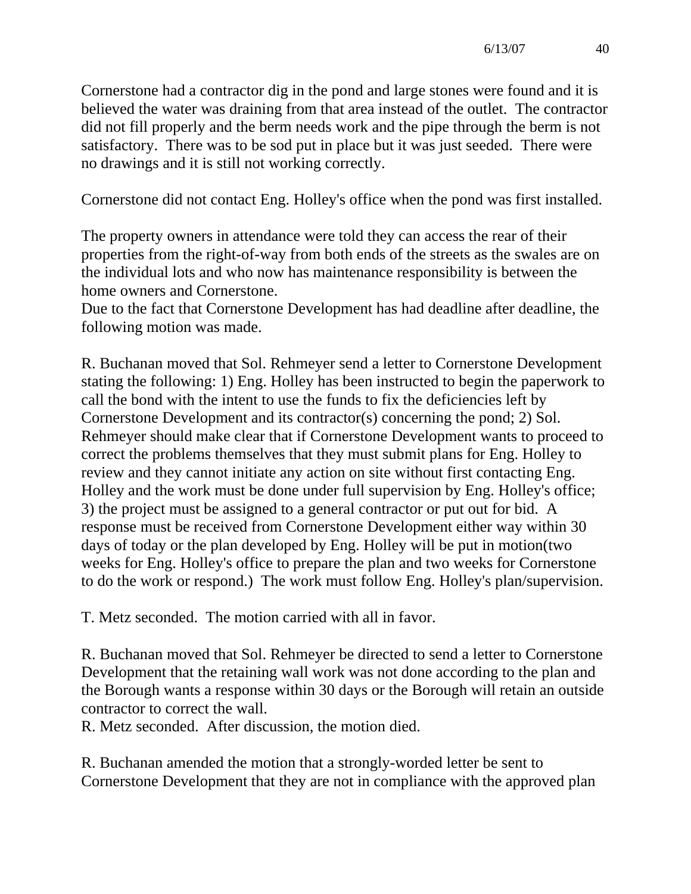Cornerstone had a contractor dig in the pond and large stones were found and it is believed the water was draining from that area instead of the outlet. The contractor did not fill properly and the berm needs work and the pipe through the berm is not satisfactory. There was to be sod put in place but it was just seeded. There were no drawings and it is still not working correctly.

Cornerstone did not contact Eng. Holley's office when the pond was first installed.

The property owners in attendance were told they can access the rear of their properties from the right-of-way from both ends of the streets as the swales are on the individual lots and who now has maintenance responsibility is between the home owners and Cornerstone.
Due to the fact that Cornerstone Development has had deadline after deadline, the following motion was made.

R. Buchanan moved that Sol. Rehmeyer send a letter to Cornerstone Development stating the following: 1) Eng. Holley has been instructed to begin the paperwork to call the bond with the intent to use the funds to fix the deficiencies left by Cornerstone Development and its contractor(s) concerning the pond; 2) Sol. Rehmeyer should make clear that if Cornerstone Development wants to proceed to correct the problems themselves that they must submit plans for Eng. Holley to review and they cannot initiate any action on site without first contacting Eng. Holley and the work must be done under full supervision by Eng. Holley's office; 3) the project must be assigned to a general contractor or put out for bid. A response must be received from Cornerstone Development either way within 30 days of today or the plan developed by Eng. Holley will be put in motion(two weeks for Eng. Holley's office to prepare the plan and two weeks for Cornerstone to do the work or respond.) The work must follow Eng. Holley's plan/supervision.

T. Metz seconded. The motion carried with all in favor.

R. Buchanan moved that Sol. Rehmeyer be directed to send a letter to Cornerstone Development that the retaining wall work was not done according to the plan and the Borough wants a response within 30 days or the Borough will retain an outside contractor to correct the wall.
R. Metz seconded. After discussion, the motion died.

R. Buchanan amended the motion that a strongly-worded letter be sent to Cornerstone Development that they are not in compliance with the approved plan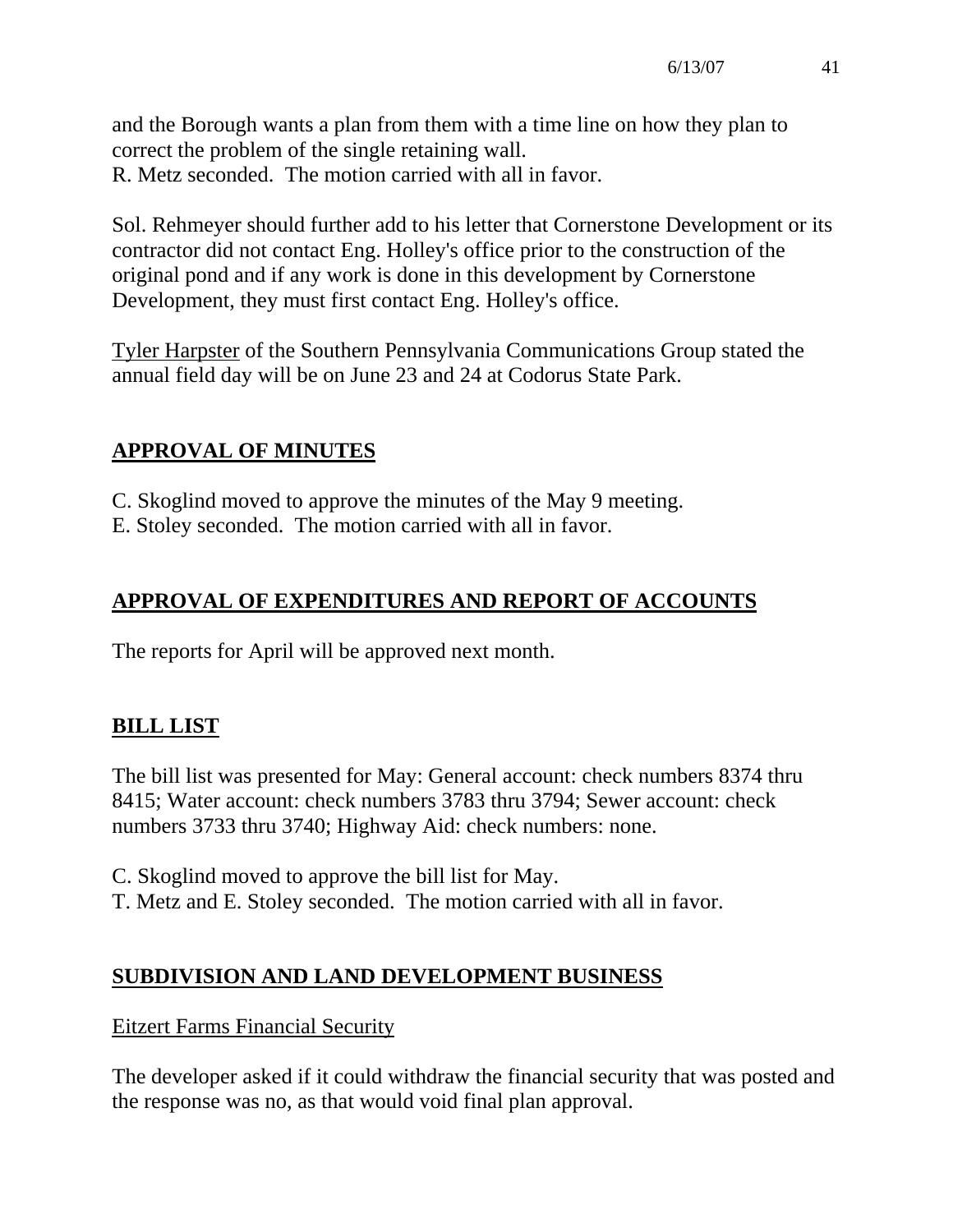and the Borough wants a plan from them with a time line on how they plan to correct the problem of the single retaining wall.
R. Metz seconded. The motion carried with all in favor.

Sol. Rehmeyer should further add to his letter that Cornerstone Development or its contractor did not contact Eng. Holley's office prior to the construction of the original pond and if any work is done in this development by Cornerstone Development, they must first contact Eng. Holley's office.

Tyler Harpster of the Southern Pennsylvania Communications Group stated the annual field day will be on June 23 and 24 at Codorus State Park.

## APPROVAL OF MINUTES

C. Skoglind moved to approve the minutes of the May 9 meeting.
E. Stoley seconded. The motion carried with all in favor.

## APPROVAL OF EXPENDITURES AND REPORT OF ACCOUNTS

The reports for April will be approved next month.

## BILL LIST

The bill list was presented for May: General account: check numbers 8374 thru 8415; Water account: check numbers 3783 thru 3794; Sewer account: check numbers 3733 thru 3740; Highway Aid: check numbers: none.

C. Skoglind moved to approve the bill list for May.
T. Metz and E. Stoley seconded. The motion carried with all in favor.

## SUBDIVISION AND LAND DEVELOPMENT BUSINESS

Eitzert Farms Financial Security

The developer asked if it could withdraw the financial security that was posted and the response was no, as that would void final plan approval.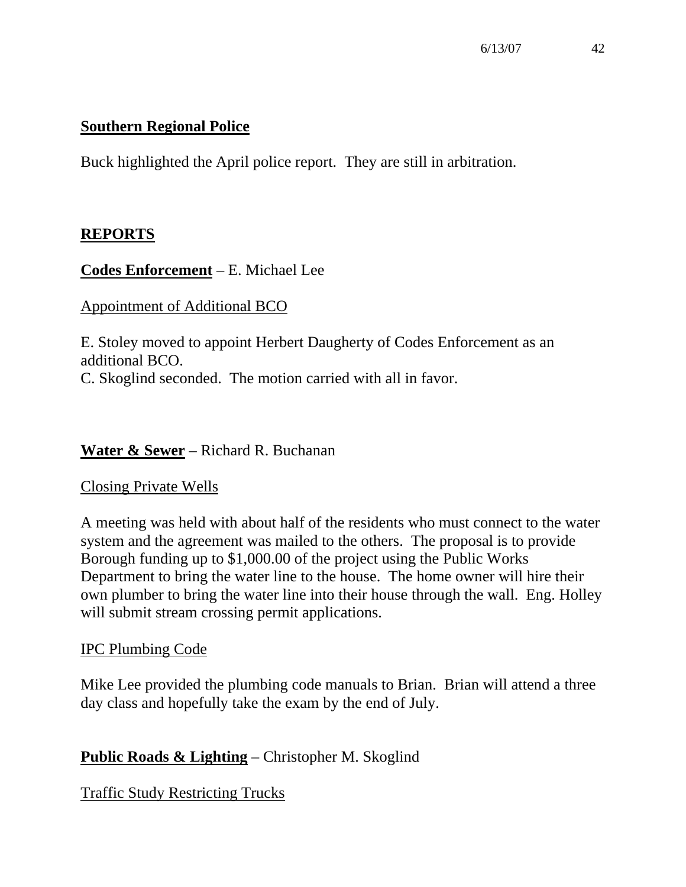**Southern Regional Police**

Buck highlighted the April police report. They are still in arbitration.

## REPORTS

**Codes Enforcement** – E. Michael Lee

Appointment of Additional BCO

E. Stoley moved to appoint Herbert Daugherty of Codes Enforcement as an additional BCO.
C. Skoglind seconded. The motion carried with all in favor.

**Water & Sewer** – Richard R. Buchanan

Closing Private Wells

A meeting was held with about half of the residents who must connect to the water system and the agreement was mailed to the others. The proposal is to provide Borough funding up to $1,000.00 of the project using the Public Works Department to bring the water line to the house. The home owner will hire their own plumber to bring the water line into their house through the wall. Eng. Holley will submit stream crossing permit applications.

IPC Plumbing Code

Mike Lee provided the plumbing code manuals to Brian. Brian will attend a three day class and hopefully take the exam by the end of July.

**Public Roads & Lighting** – Christopher M. Skoglind

Traffic Study Restricting Trucks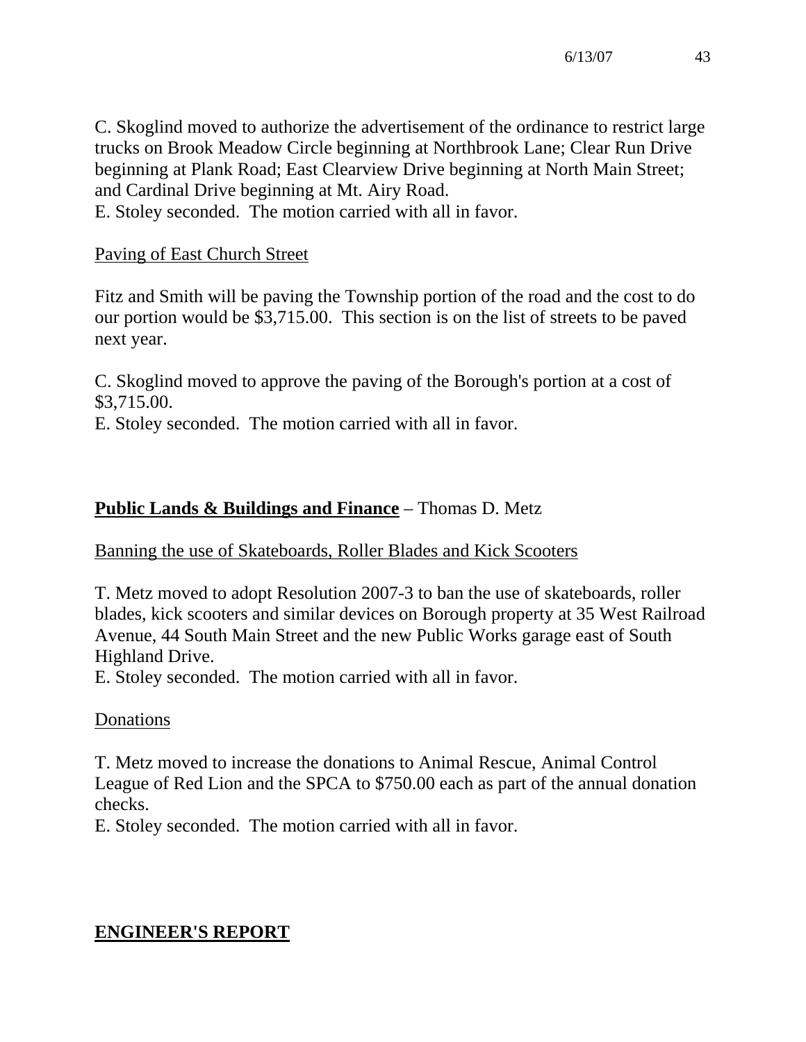C. Skoglind moved to authorize the advertisement of the ordinance to restrict large trucks on Brook Meadow Circle beginning at Northbrook Lane; Clear Run Drive beginning at Plank Road; East Clearview Drive beginning at North Main Street; and Cardinal Drive beginning at Mt. Airy Road.
E. Stoley seconded. The motion carried with all in favor.

Paving of East Church Street

Fitz and Smith will be paving the Township portion of the road and the cost to do our portion would be $3,715.00. This section is on the list of streets to be paved next year.

C. Skoglind moved to approve the paving of the Borough's portion at a cost of $3,715.00.
E. Stoley seconded. The motion carried with all in favor.

**Public Lands & Buildings and Finance** – Thomas D. Metz

Banning the use of Skateboards, Roller Blades and Kick Scooters

T. Metz moved to adopt Resolution 2007-3 to ban the use of skateboards, roller blades, kick scooters and similar devices on Borough property at 35 West Railroad Avenue, 44 South Main Street and the new Public Works garage east of South Highland Drive.
E. Stoley seconded. The motion carried with all in favor.

Donations

T. Metz moved to increase the donations to Animal Rescue, Animal Control League of Red Lion and the SPCA to $750.00 each as part of the annual donation checks.
E. Stoley seconded. The motion carried with all in favor.

**ENGINEER'S REPORT**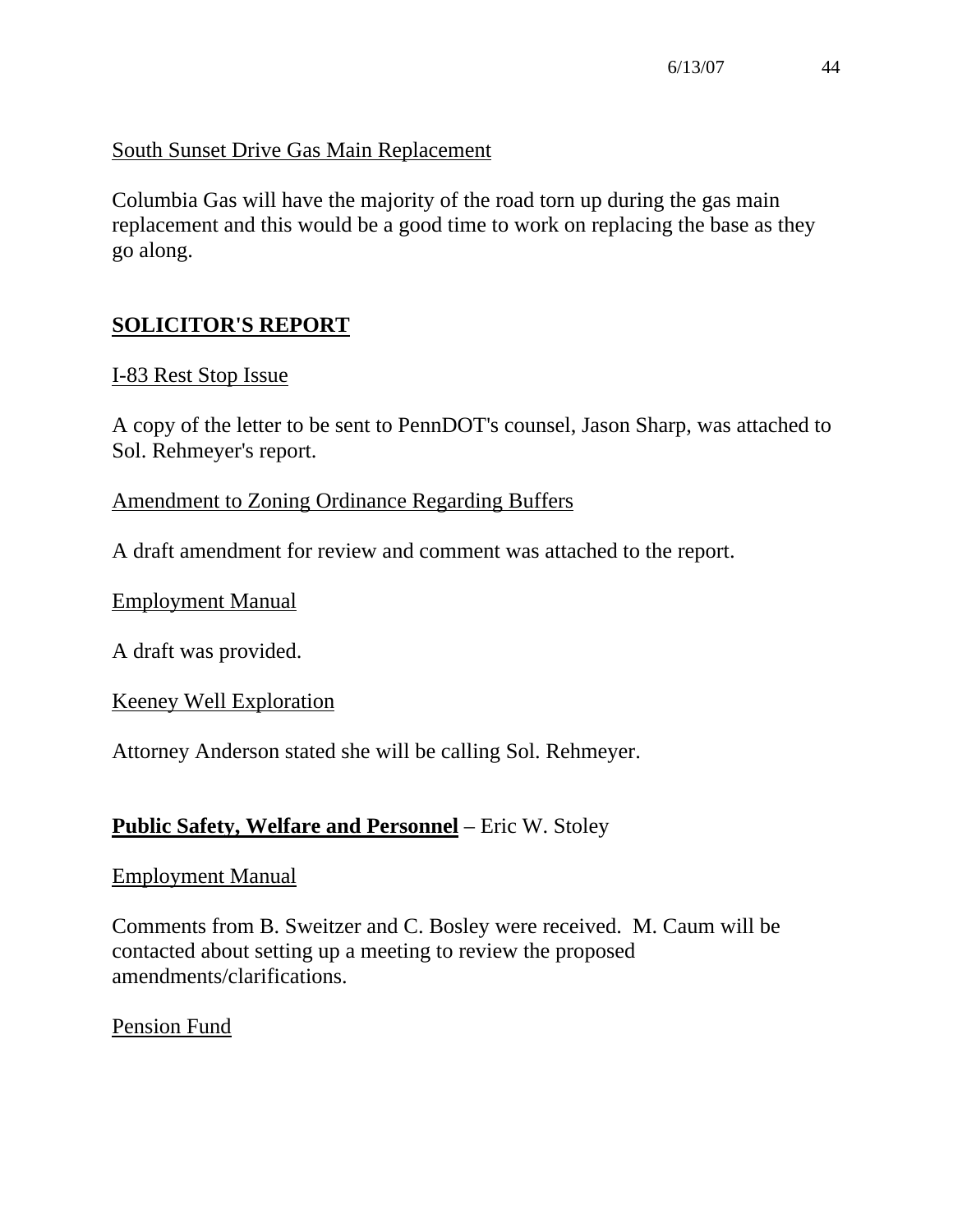South Sunset Drive Gas Main Replacement

Columbia Gas will have the majority of the road torn up during the gas main replacement and this would be a good time to work on replacing the base as they go along.

## SOLICITOR'S REPORT

I-83 Rest Stop Issue

A copy of the letter to be sent to PennDOT's counsel, Jason Sharp, was attached to Sol. Rehmeyer's report.

Amendment to Zoning Ordinance Regarding Buffers

A draft amendment for review and comment was attached to the report.

Employment Manual

A draft was provided.

Keeney Well Exploration

Attorney Anderson stated she will be calling Sol. Rehmeyer.

**Public Safety, Welfare and Personnel** – Eric W. Stoley

Employment Manual

Comments from B. Sweitzer and C. Bosley were received. M. Caum will be contacted about setting up a meeting to review the proposed amendments/clarifications.

Pension Fund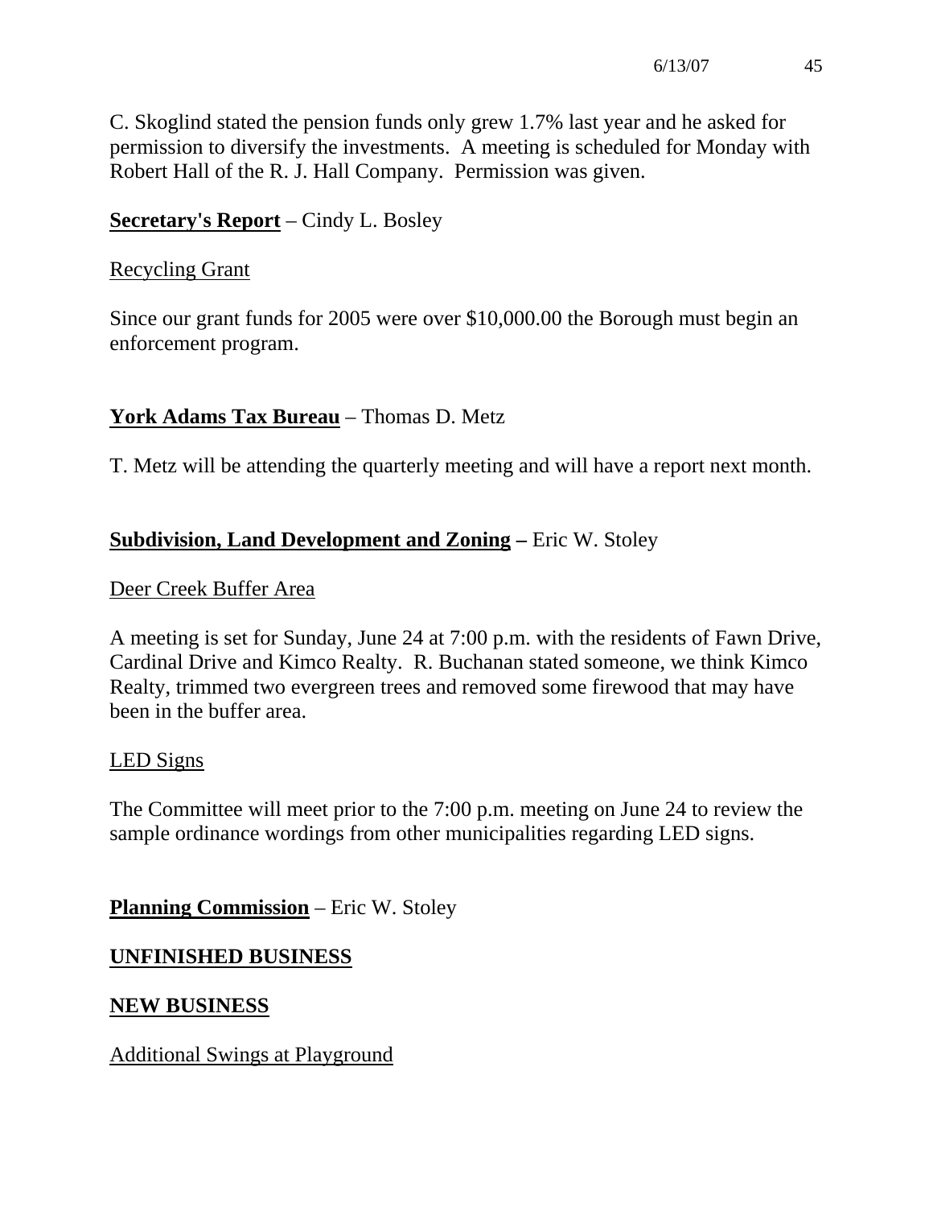C. Skoglind stated the pension funds only grew 1.7% last year and he asked for permission to diversify the investments. A meeting is scheduled for Monday with Robert Hall of the R. J. Hall Company. Permission was given.

**Secretary's Report** – Cindy L. Bosley

Recycling Grant

Since our grant funds for 2005 were over $10,000.00 the Borough must begin an enforcement program.

**York Adams Tax Bureau** – Thomas D. Metz

T. Metz will be attending the quarterly meeting and will have a report next month.

**Subdivision, Land Development and Zoning –** Eric W. Stoley

Deer Creek Buffer Area

A meeting is set for Sunday, June 24 at 7:00 p.m. with the residents of Fawn Drive, Cardinal Drive and Kimco Realty. R. Buchanan stated someone, we think Kimco Realty, trimmed two evergreen trees and removed some firewood that may have been in the buffer area.

LED Signs

The Committee will meet prior to the 7:00 p.m. meeting on June 24 to review the sample ordinance wordings from other municipalities regarding LED signs.

**Planning Commission** – Eric W. Stoley

**UNFINISHED BUSINESS**

**NEW BUSINESS**

Additional Swings at Playground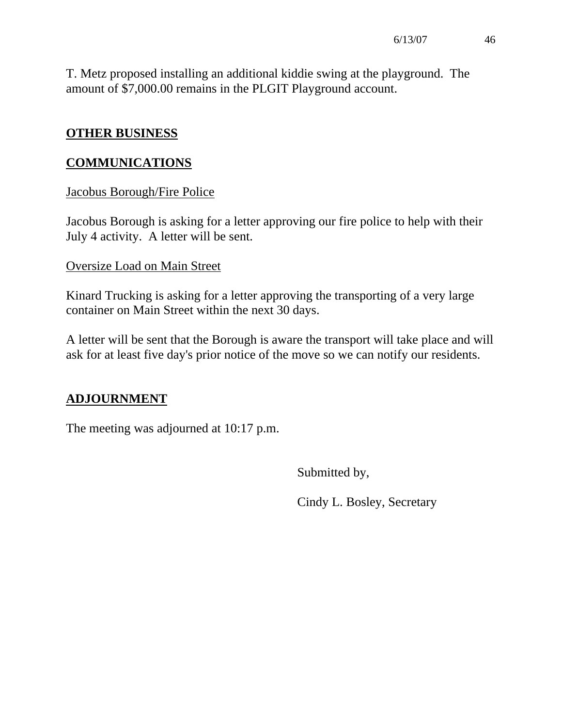T. Metz proposed installing an additional kiddie swing at the playground. The amount of $7,000.00 remains in the PLGIT Playground account.

## OTHER BUSINESS

## COMMUNICATIONS

Jacobus Borough/Fire Police

Jacobus Borough is asking for a letter approving our fire police to help with their July 4 activity. A letter will be sent.

Oversize Load on Main Street

Kinard Trucking is asking for a letter approving the transporting of a very large container on Main Street within the next 30 days.

A letter will be sent that the Borough is aware the transport will take place and will ask for at least five day's prior notice of the move so we can notify our residents.

## ADJOURNMENT

The meeting was adjourned at 10:17 p.m.

Submitted by,

Cindy L. Bosley, Secretary